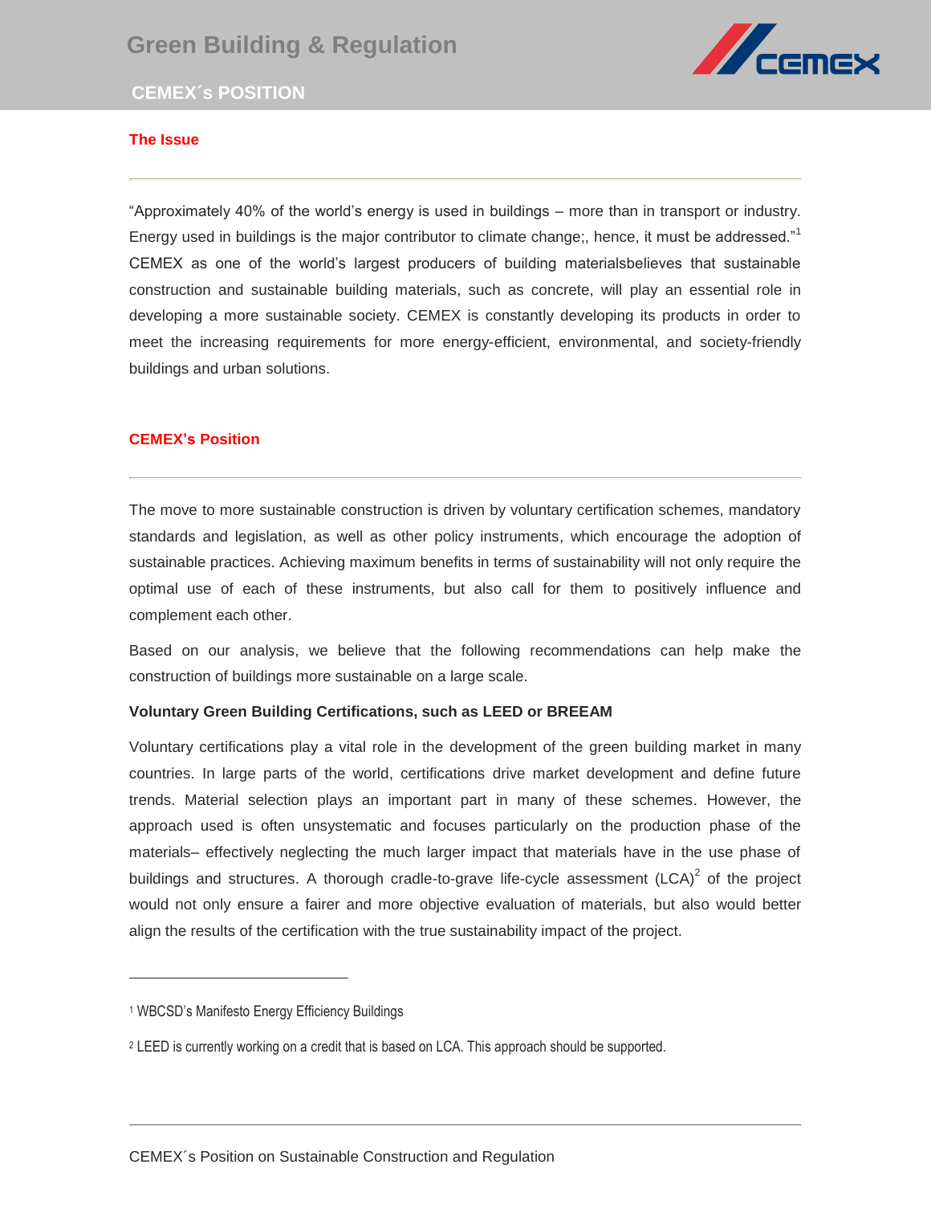# Green Building & Regulation

## CEMEX´s POSITION

### The Issue

"Approximately 40% of the world's energy is used in buildings – more than in transport or industry. Energy used in buildings is the major contributor to climate change;, hence, it must be addressed."[1] CEMEX as one of the world's largest producers of building materialsbelieves that sustainable construction and sustainable building materials, such as concrete, will play an essential role in developing a more sustainable society. CEMEX is constantly developing its products in order to meet the increasing requirements for more energy-efficient, environmental, and society-friendly buildings and urban solutions.

### CEMEX's Position

The move to more sustainable construction is driven by voluntary certification schemes, mandatory standards and legislation, as well as other policy instruments, which encourage the adoption of sustainable practices. Achieving maximum benefits in terms of sustainability will not only require the optimal use of each of these instruments, but also call for them to positively influence and complement each other.

Based on our analysis, we believe that the following recommendations can help make the construction of buildings more sustainable on a large scale.

**Voluntary Green Building Certifications, such as LEED or BREEAM**

Voluntary certifications play a vital role in the development of the green building market in many countries. In large parts of the world, certifications drive market development and define future trends. Material selection plays an important part in many of these schemes. However, the approach used is often unsystematic and focuses particularly on the production phase of the materials– effectively neglecting the much larger impact that materials have in the use phase of buildings and structures. A thorough cradle-to-grave life-cycle assessment (LCA)[2] of the project would not only ensure a fairer and more objective evaluation of materials, but also would better align the results of the certification with the true sustainability impact of the project.

---

[1] WBCSD's Manifesto Energy Efficiency Buildings

[2] LEED is currently working on a credit that is based on LCA. This approach should be supported.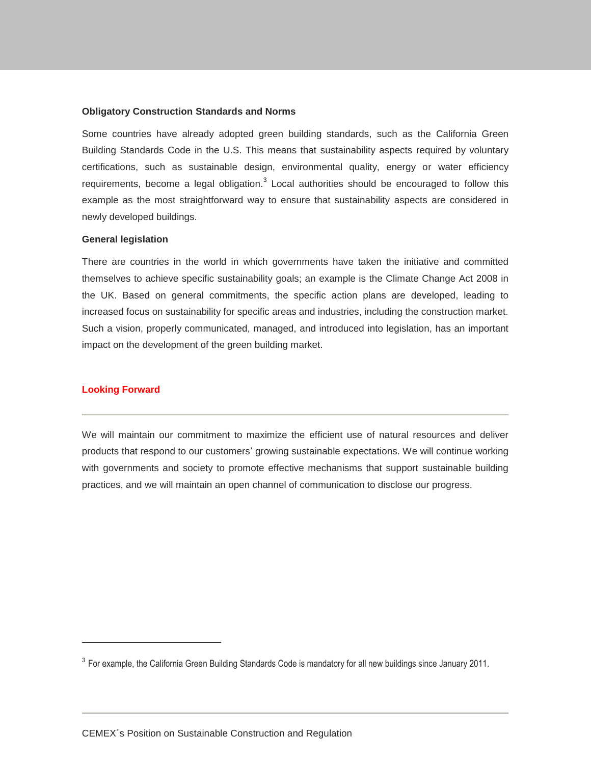### Obligatory Construction Standards and Norms

Some countries have already adopted green building standards, such as the California Green Building Standards Code in the U.S. This means that sustainability aspects required by voluntary certifications, such as sustainable design, environmental quality, energy or water efficiency requirements, become a legal obligation.[3] Local authorities should be encouraged to follow this example as the most straightforward way to ensure that sustainability aspects are considered in newly developed buildings.

### General legislation

There are countries in the world in which governments have taken the initiative and committed themselves to achieve specific sustainability goals; an example is the Climate Change Act 2008 in the UK. Based on general commitments, the specific action plans are developed, leading to increased focus on sustainability for specific areas and industries, including the construction market. Such a vision, properly communicated, managed, and introduced into legislation, has an important impact on the development of the green building market.

## Looking Forward

---

We will maintain our commitment to maximize the efficient use of natural resources and deliver products that respond to our customers' growing sustainable expectations. We will continue working with governments and society to promote effective mechanisms that support sustainable building practices, and we will maintain an open channel of communication to disclose our progress.

---

[3] For example, the California Green Building Standards Code is mandatory for all new buildings since January 2011.